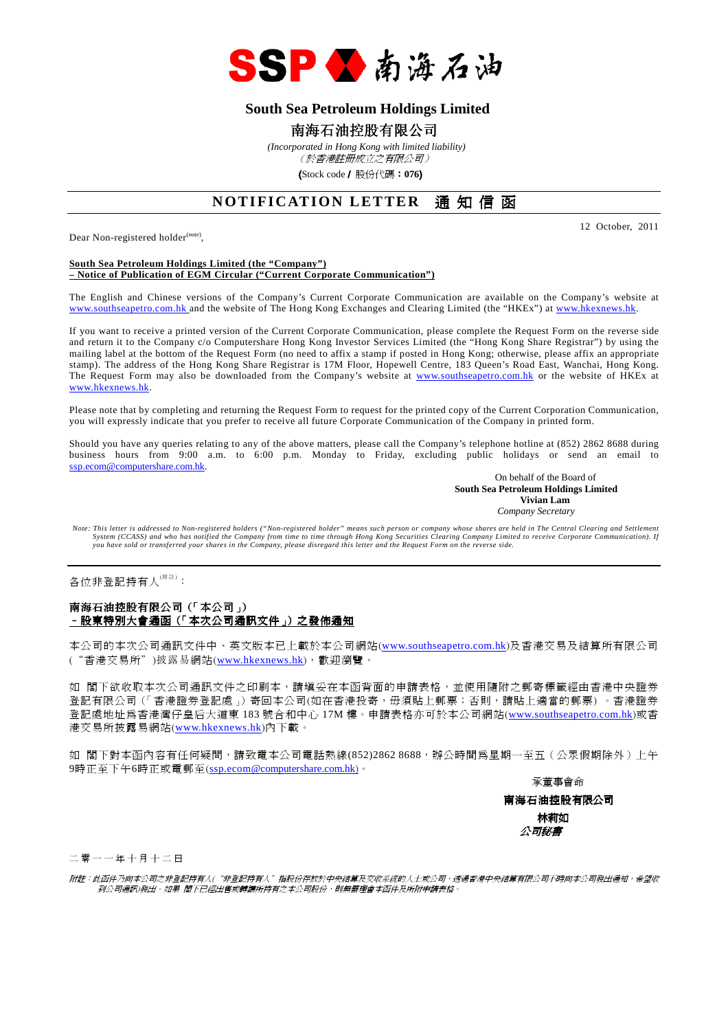SSP 南海石油

# South Sea Petroleum Holdings Limited

# 南海石油控股有限公司

*(Incorporated in Hong Kong with limited liability)*
*（於香港註冊成立之有限公司）*

**(**Stock code **/** 股份代碼：**076)**

## NOTIFICATION LETTER 通知信函

12 October, 2011

Dear Non-registered holder(note),

**South Sea Petroleum Holdings Limited (the "Company")**
**– Notice of Publication of EGM Circular ("Current Corporate Communication")**

The English and Chinese versions of the Company's Current Corporate Communication are available on the Company's website at www.southseapetro.com.hk and the website of The Hong Kong Exchanges and Clearing Limited (the "HKEx") at www.hkexnews.hk.

If you want to receive a printed version of the Current Corporate Communication, please complete the Request Form on the reverse side and return it to the Company c/o Computershare Hong Kong Investor Services Limited (the "Hong Kong Share Registrar") by using the mailing label at the bottom of the Request Form (no need to affix a stamp if posted in Hong Kong; otherwise, please affix an appropriate stamp). The address of the Hong Kong Share Registrar is 17M Floor, Hopewell Centre, 183 Queen's Road East, Wanchai, Hong Kong. The Request Form may also be downloaded from the Company's website at www.southseapetro.com.hk or the website of HKEx at www.hkexnews.hk.

Please note that by completing and returning the Request Form to request for the printed copy of the Current Corporation Communication, you will expressly indicate that you prefer to receive all future Corporate Communication of the Company in printed form.

Should you have any queries relating to any of the above matters, please call the Company's telephone hotline at (852) 2862 8688 during business hours from 9:00 a.m. to 6:00 p.m. Monday to Friday, excluding public holidays or send an email to ssp.ecom@computershare.com.hk.

On behalf of the Board of
**South Sea Petroleum Holdings Limited**
**Vivian Lam**
*Company Secretary*

*Note: This letter is addressed to Non-registered holders ("Non-registered holder" means such person or company whose shares are held in The Central Clearing and Settlement System (CCASS) and who has notified the Company from time to time through Hong Kong Securities Clearing Company Limited to receive Corporate Communication). If you have sold or transferred your shares in the Company, please disregard this letter and the Request Form on the reverse side.*

---

各位非登記持有人(附註)：

**南海石油控股有限公司（「本公司」）**
**–股東特別大會通函（「本次公司通訊文件」）之發佈通知**

本公司的本次公司通訊文件中、英文版本已上載於本公司網站(www.southseapetro.com.hk)及香港交易及結算所有限公司("香港交易所")披露易網站(www.hkexnews.hk)，歡迎瀏覽。

如 閣下欲收取本次公司通訊文件之印刷本，請填妥在本函背面的申請表格，並使用隨附之郵寄標籤經由香港中央證券登記有限公司（「香港證券登記處」）寄回本公司(如在香港投寄，毋須貼上郵票；否則，請貼上適當的郵票）。香港證券登記處地址爲香港灣仔皇后大道東 183 號合和中心 17M 樓。申請表格亦可於本公司網站(www.southseapetro.com.hk)或香港交易所披露易網站(www.hkexnews.hk)內下載。

如 閣下對本函內容有任何疑問，請致電本公司電話熱線(852)2862 8688，辦公時間爲星期一至五（公眾假期除外）上午9時正至下午6時正或電郵至(ssp.ecom@computershare.com.hk)。

承董事會命
**南海石油控股有限公司**
**林莉如**
***公司秘書***

二零一一年十月十二日

*附註：此函件乃向本公司之非登記持有人("非登記持有人"指股份存放於中央結算及交收系統的人士或公司，透過香港中央結算有限公司不時向本公司發出通知，希望收到公司通訊)發出。如果 閣下已經出售或轉讓所持有之本公司股份，則無需理會本函件及所附申請表格。*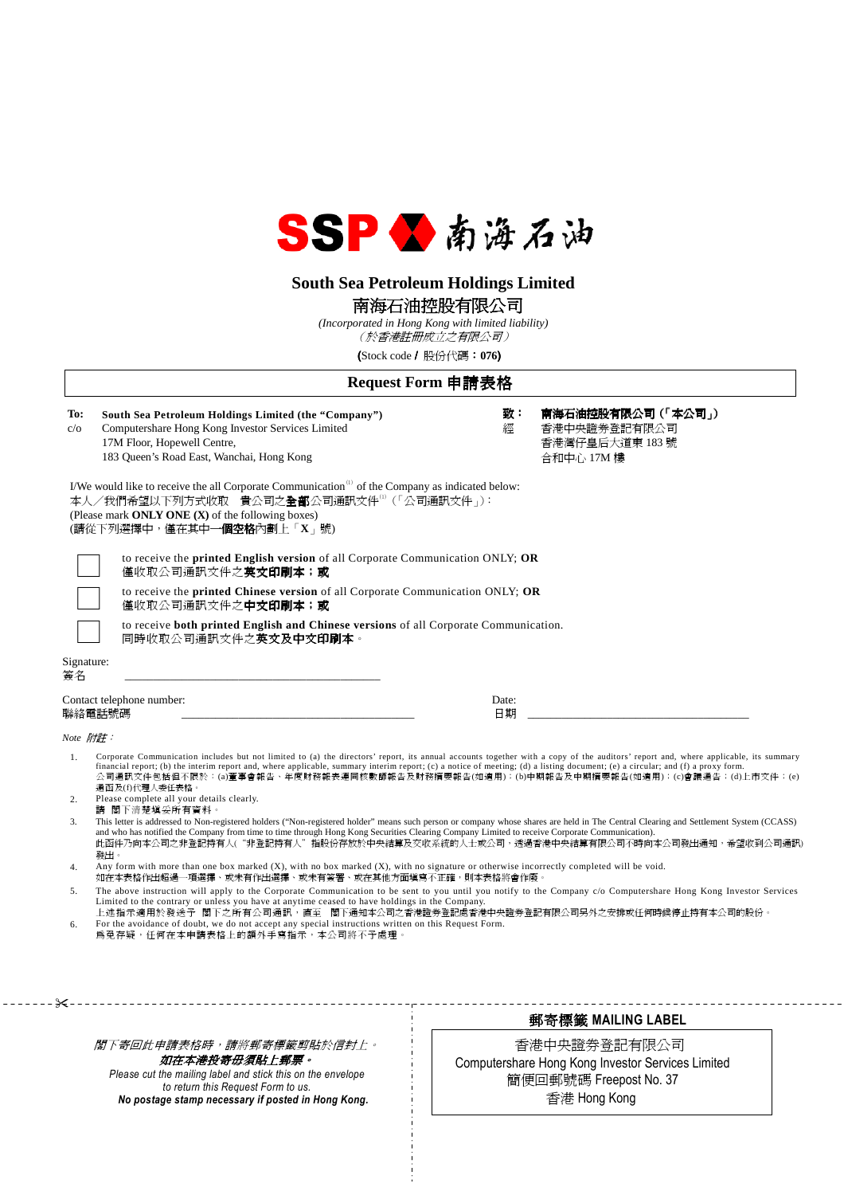SSP 南海石油

# South Sea Petroleum Holdings Limited

# 南海石油控股有限公司

*(Incorporated in Hong Kong with limited liability)*

*（於香港註冊成立之有限公司）*

(Stock code / 股份代碼：**076**)

## Request Form 申請表格

**To:** **South Sea Petroleum Holdings Limited (the "Company")**
c/o Computershare Hong Kong Investor Services Limited
17M Floor, Hopewell Centre,
183 Queen's Road East, Wanchai, Hong Kong

**致：** **南海石油控股有限公司（「本公司」）**
經 香港中央證券登記有限公司
香港灣仔皇后大道東 183 號
合和中心 17M 樓

I/We would like to receive the all Corporate Communication[(1)] of the Company as indicated below:
本人／我們希望以下列方式收取 貴公司之**全部**公司通訊文件[(1)]（「公司通訊文件」）：
(Please mark **ONLY ONE (X)** of the following boxes)
(請從下列選擇中，僅在其中**一個空格**內劃上「**X**」號)

☐ to receive the **printed English version** of all Corporate Communication ONLY; **OR**
僅收取公司通訊文件之**英文印刷本；或**

☐ to receive the **printed Chinese version** of all Corporate Communication ONLY; **OR**
僅收取公司通訊文件之**中文印刷本；或**

☐ to receive **both printed English and Chinese versions** of all Corporate Communication.
同時收取公司通訊文件之**英文及中文印刷本**。

Signature:
簽名 ____________________________________

Contact telephone number:
聯絡電話號碼 ____________________________________

Date:
日期 ____________________________________

*Note 附註：*

1. Corporate Communication includes but not limited to (a) the directors' report, its annual accounts together with a copy of the auditors' report and, where applicable, its summary financial report; (b) the interim report and, where applicable, summary interim report; (c) a notice of meeting; (d) a listing document; (e) a circular; and (f) a proxy form.
公司通訊文件包括但不限於：(a)董事會報告、年度財務報表連同核數師報告及財務摘要報告(如適用)；(b)中期報告及中期摘要報告(如適用)；(c)會議通告；(d)上市文件；(e)通函及(f)代理人委任表格。
2. Please complete all your details clearly.
請 閣下清楚填妥所有資料。
3. This letter is addressed to Non-registered holders ("Non-registered holder" means such person or company whose shares are held in The Central Clearing and Settlement System (CCASS) and who has notified the Company from time to time through Hong Kong Securities Clearing Company Limited to receive Corporate Communication).
此函件乃向本公司之非登記持有人("非登記持有人"指股份存放於中央結算及交收系統的人士或公司，透過香港中央結算有限公司不時向本公司發出通知，希望收到公司通訊)發出。
4. Any form with more than one box marked (X), with no box marked (X), with no signature or otherwise incorrectly completed will be void.
如在本表格作出超過一項選擇、或未有作出選擇、或未有簽署、或在其他方面填寫不正確，則本表格將會作廢。
5. The above instruction will apply to the Corporate Communication to be sent to you until you notify to the Company c/o Computershare Hong Kong Investor Services Limited to the contrary or unless you have at anytime ceased to have holdings in the Company.
上述指示適用於發送予 閣下之所有公司通訊，直至 閣下通知本公司之香港證券登記處香港中央證券登記有限公司另外之安排或任何時候停止持有本公司的股份。
6. For the avoidance of doubt, we do not accept any special instructions written on this Request Form.
為免存疑，任何在本申請表格上的額外手寫指示，本公司將不予處理。

---

*閣下寄回此申請表格時，請將郵寄標籤剪貼於信封上。*
***如在本港投寄毋須貼上郵票。***
*Please cut the mailing label and stick this on the envelope to return this Request Form to us.*
***No postage stamp necessary if posted in Hong Kong.***

**郵寄標籤 MAILING LABEL**

香港中央證券登記有限公司
Computershare Hong Kong Investor Services Limited
簡便回郵號碼 Freepost No. 37
香港 Hong Kong